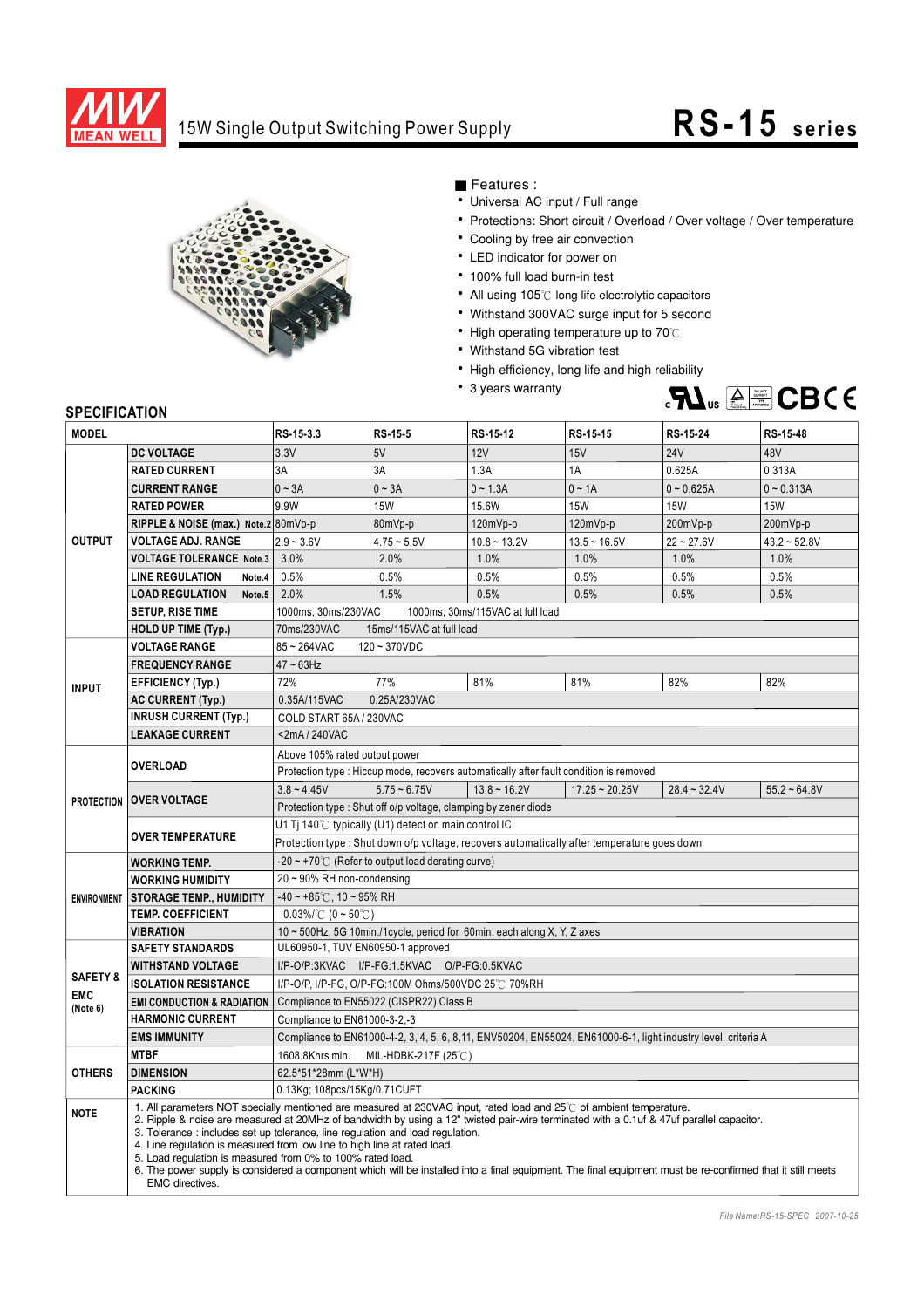# 15W Single Output Switching Power Supply

## RS-15 series

■ Features :

- Universal AC input / Full range
- Protections: Short circuit / Overload / Over voltage / Over temperature
- Cooling by free air convection
- LED indicator for power on
- 100% full load burn-in test
- All using 105℃ long life electrolytic capacitors
- Withstand 300VAC surge input for 5 second
- High operating temperature up to 70℃
- Withstand 5G vibration test
- High efficiency, long life and high reliability
- 3 years warranty

## SPECIFICATION

| MODEL | | RS-15-3.3 | RS-15-5 | RS-15-12 | RS-15-15 | RS-15-24 | RS-15-48 |
|---|---|---|---|---|---|---|---|
| OUTPUT | DC VOLTAGE | 3.3V | 5V | 12V | 15V | 24V | 48V |
| | RATED CURRENT | 3A | 3A | 1.3A | 1A | 0.625A | 0.313A |
| | CURRENT RANGE | 0 ~ 3A | 0 ~ 3A | 0 ~ 1.3A | 0 ~ 1A | 0 ~ 0.625A | 0 ~ 0.313A |
| | RATED POWER | 9.9W | 15W | 15.6W | 15W | 15W | 15W |
| | RIPPLE & NOISE (max.) Note.2 | 80mVp-p | 80mVp-p | 120mVp-p | 120mVp-p | 200mVp-p | 200mVp-p |
| | VOLTAGE ADJ. RANGE | 2.9 ~ 3.6V | 4.75 ~ 5.5V | 10.8 ~ 13.2V | 13.5 ~ 16.5V | 22 ~ 27.6V | 43.2 ~ 52.8V |
| | VOLTAGE TOLERANCE Note.3 | 3.0% | 2.0% | 1.0% | 1.0% | 1.0% | 1.0% |
| | LINE REGULATION Note.4 | 0.5% | 0.5% | 0.5% | 0.5% | 0.5% | 0.5% |
| | LOAD REGULATION Note.5 | 2.0% | 1.5% | 0.5% | 0.5% | 0.5% | 0.5% |
| | SETUP, RISE TIME | 1000ms, 30ms/230VAC 1000ms, 30ms/115VAC at full load | | | | | |
| | HOLD UP TIME (Typ.) | 70ms/230VAC 15ms/115VAC at full load | | | | | |
| INPUT | VOLTAGE RANGE | 85 ~ 264VAC 120 ~ 370VDC | | | | | |
| | FREQUENCY RANGE | 47 ~ 63Hz | | | | | |
| | EFFICIENCY (Typ.) | 72% | 77% | 81% | 81% | 82% | 82% |
| | AC CURRENT (Typ.) | 0.35A/115VAC 0.25A/230VAC | | | | | |
| | INRUSH CURRENT (Typ.) | COLD START 65A / 230VAC | | | | | |
| | LEAKAGE CURRENT | <2mA / 240VAC | | | | | |
| PROTECTION | OVERLOAD | Above 105% rated output power | | | | | |
| | | Protection type : Hiccup mode, recovers automatically after fault condition is removed | | | | | |
| | OVER VOLTAGE | 3.8 ~ 4.45V | 5.75 ~ 6.75V | 13.8 ~ 16.2V | 17.25 ~ 20.25V | 28.4 ~ 32.4V | 55.2 ~ 64.8V |
| | | Protection type : Shut off o/p voltage, clamping by zener diode | | | | | |
| | OVER TEMPERATURE | U1 Tj 140℃ typically (U1) detect on main control IC | | | | | |
| | | Protection type : Shut down o/p voltage, recovers automatically after temperature goes down | | | | | |
| ENVIRONMENT | WORKING TEMP. | -20 ~ +70℃ (Refer to output load derating curve) | | | | | |
| | WORKING HUMIDITY | 20 ~ 90% RH non-condensing | | | | | |
| | STORAGE TEMP., HUMIDITY | -40 ~ +85℃, 10 ~ 95% RH | | | | | |
| | TEMP. COEFFICIENT | 0.03%/℃ (0 ~ 50℃) | | | | | |
| | VIBRATION | 10 ~ 500Hz, 5G 10min./1cycle, period for 60min. each along X, Y, Z axes | | | | | |
| SAFETY & EMC (Note 6) | SAFETY STANDARDS | UL60950-1, TUV EN60950-1 approved | | | | | |
| | WITHSTAND VOLTAGE | I/P-O/P:3KVAC I/P-FG:1.5KVAC O/P-FG:0.5KVAC | | | | | |
| | ISOLATION RESISTANCE | I/P-O/P, I/P-FG, O/P-FG:100M Ohms/500VDC 25℃ 70%RH | | | | | |
| | EMI CONDUCTION & RADIATION | Compliance to EN55022 (CISPR22) Class B | | | | | |
| | HARMONIC CURRENT | Compliance to EN61000-3-2,-3 | | | | | |
| | EMS IMMUNITY | Compliance to EN61000-4-2, 3, 4, 5, 6, 8,11, ENV50204, EN55024, EN61000-6-1, light industry level, criteria A | | | | | |
| OTHERS | MTBF | 1608.8Khrs min. MIL-HDBK-217F (25℃) | | | | | |
| | DIMENSION | 62.5*51*28mm (L*W*H) | | | | | |
| | PACKING | 0.13Kg; 108pcs/15Kg/0.71CUFT | | | | | |

**NOTE**

1. All parameters NOT specially mentioned are measured at 230VAC input, rated load and 25℃ of ambient temperature.
2. Ripple & noise are measured at 20MHz of bandwidth by using a 12" twisted pair-wire terminated with a 0.1uf & 47uf parallel capacitor.
3. Tolerance : includes set up tolerance, line regulation and load regulation.
4. Line regulation is measured from low line to high line at rated load.
5. Load regulation is measured from 0% to 100% rated load.
6. The power supply is considered a component which will be installed into a final equipment. The final equipment must be re-confirmed that it still meets EMC directives.

*File Name:RS-15-SPEC 2007-10-25*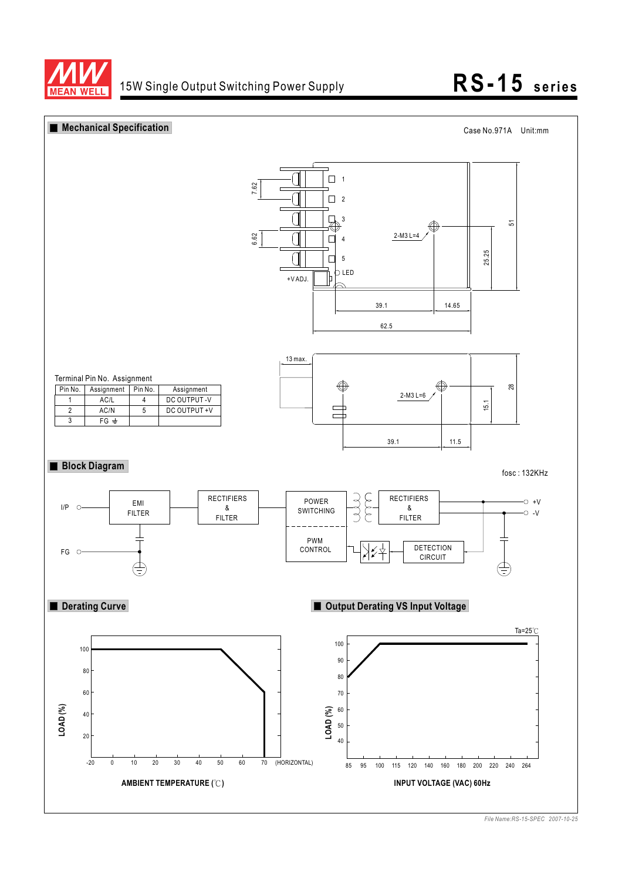## Mechanical Specification

Case No.971A Unit:mm

1
2
3
4
5
LED
+V ADJ.
7.62
6.62
2-M3 L=4
51
25.25
39.1
14.65
62.5
13 max.
2-M3 L=6
28
15.1
39.1
11.5

Terminal Pin No. Assignment

| Pin No. | Assignment | Pin No. | Assignment |
|---|---|---|---|
| 1 | AC/L | 4 | DC OUTPUT -V |
| 2 | AC/N | 5 | DC OUTPUT +V |
| 3 | FG ⏚ | | |

## Block Diagram

fosc : 132KHz

I/P
FG
EMI FILTER
RECTIFIERS & FILTER
POWER SWITCHING
PWM CONTROL
RECTIFIERS & FILTER
DETECTION CIRCUIT
+V
-V

## Derating Curve

LOAD (%)
100
80
60
40
20
-20 0 10 20 30 40 50 60 70 (HORIZONTAL)
AMBIENT TEMPERATURE (℃)

## Output Derating VS Input Voltage

Ta=25℃
LOAD (%)
100
90
80
70
60
50
40
85 95 100 115 120 140 160 180 200 220 240 264
INPUT VOLTAGE (VAC) 60Hz

*File Name:RS-15-SPEC 2007-10-25*